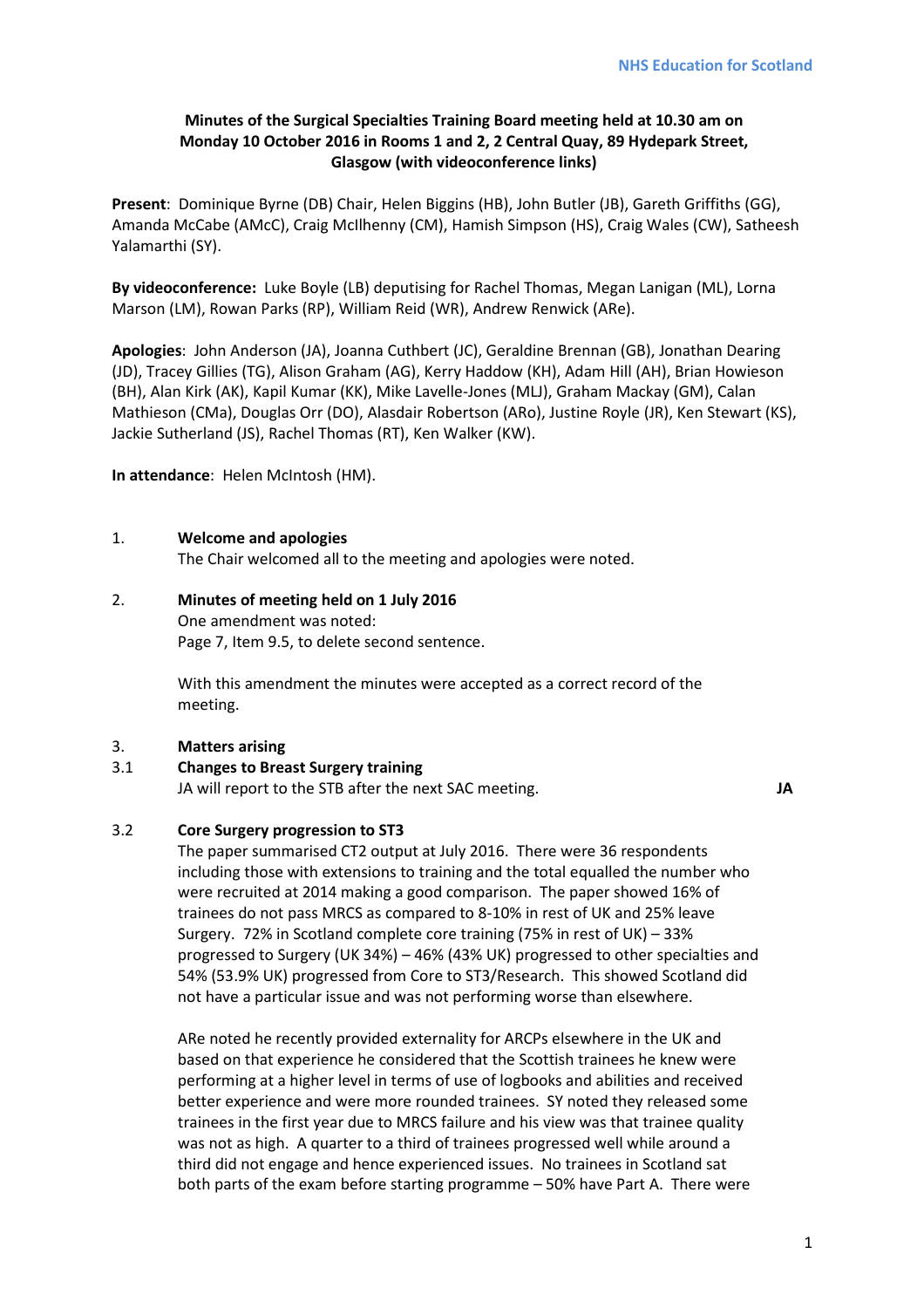**Minutes of the Surgical Specialties Training Board meeting held at 10.30 am on Monday 10 October 2016 in Rooms 1 and 2, 2 Central Quay, 89 Hydepark Street, Glasgow (with videoconference links)**

**Present**: Dominique Byrne (DB) Chair, Helen Biggins (HB), John Butler (JB), Gareth Griffiths (GG), Amanda McCabe (AMcC), Craig McIlhenny (CM), Hamish Simpson (HS), Craig Wales (CW), Satheesh Yalamarthi (SY).

**By videoconference:** Luke Boyle (LB) deputising for Rachel Thomas, Megan Lanigan (ML), Lorna Marson (LM), Rowan Parks (RP), William Reid (WR), Andrew Renwick (ARe).

**Apologies**: John Anderson (JA), Joanna Cuthbert (JC), Geraldine Brennan (GB), Jonathan Dearing (JD), Tracey Gillies (TG), Alison Graham (AG), Kerry Haddow (KH), Adam Hill (AH), Brian Howieson (BH), Alan Kirk (AK), Kapil Kumar (KK), Mike Lavelle-Jones (MLJ), Graham Mackay (GM), Calan Mathieson (CMa), Douglas Orr (DO), Alasdair Robertson (ARo), Justine Royle (JR), Ken Stewart (KS), Jackie Sutherland (JS), Rachel Thomas (RT), Ken Walker (KW).

**In attendance**: Helen McIntosh (HM).

1. **Welcome and apologies**
   The Chair welcomed all to the meeting and apologies were noted.

2. **Minutes of meeting held on 1 July 2016**
   One amendment was noted:
   Page 7, Item 9.5, to delete second sentence.

   With this amendment the minutes were accepted as a correct record of the meeting.

3. **Matters arising**

3.1 **Changes to Breast Surgery training**
   JA will report to the STB after the next SAC meeting. **JA**

3.2 **Core Surgery progression to ST3**
   The paper summarised CT2 output at July 2016. There were 36 respondents including those with extensions to training and the total equalled the number who were recruited at 2014 making a good comparison. The paper showed 16% of trainees do not pass MRCS as compared to 8-10% in rest of UK and 25% leave Surgery. 72% in Scotland complete core training (75% in rest of UK) – 33% progressed to Surgery (UK 34%) – 46% (43% UK) progressed to other specialties and 54% (53.9% UK) progressed from Core to ST3/Research. This showed Scotland did not have a particular issue and was not performing worse than elsewhere.

   ARe noted he recently provided externality for ARCPs elsewhere in the UK and based on that experience he considered that the Scottish trainees he knew were performing at a higher level in terms of use of logbooks and abilities and received better experience and were more rounded trainees. SY noted they released some trainees in the first year due to MRCS failure and his view was that trainee quality was not as high. A quarter to a third of trainees progressed well while around a third did not engage and hence experienced issues. No trainees in Scotland sat both parts of the exam before starting programme – 50% have Part A. There were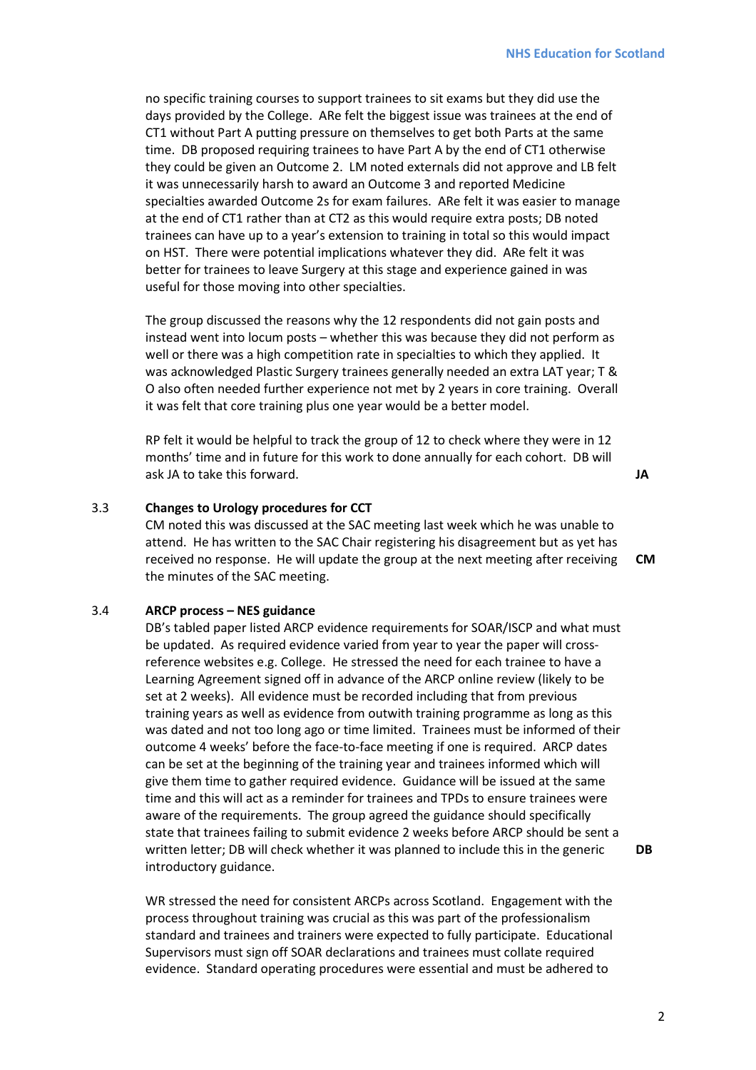no specific training courses to support trainees to sit exams but they did use the days provided by the College. ARe felt the biggest issue was trainees at the end of CT1 without Part A putting pressure on themselves to get both Parts at the same time. DB proposed requiring trainees to have Part A by the end of CT1 otherwise they could be given an Outcome 2. LM noted externals did not approve and LB felt it was unnecessarily harsh to award an Outcome 3 and reported Medicine specialties awarded Outcome 2s for exam failures. ARe felt it was easier to manage at the end of CT1 rather than at CT2 as this would require extra posts; DB noted trainees can have up to a year's extension to training in total so this would impact on HST. There were potential implications whatever they did. ARe felt it was better for trainees to leave Surgery at this stage and experience gained in was useful for those moving into other specialties.

The group discussed the reasons why the 12 respondents did not gain posts and instead went into locum posts – whether this was because they did not perform as well or there was a high competition rate in specialties to which they applied. It was acknowledged Plastic Surgery trainees generally needed an extra LAT year; T & O also often needed further experience not met by 2 years in core training. Overall it was felt that core training plus one year would be a better model.

RP felt it would be helpful to track the group of 12 to check where they were in 12 months' time and in future for this work to done annually for each cohort. DB will ask JA to take this forward. **JA**

3.3 **Changes to Urology procedures for CCT**

CM noted this was discussed at the SAC meeting last week which he was unable to attend. He has written to the SAC Chair registering his disagreement but as yet has received no response. He will update the group at the next meeting after receiving the minutes of the SAC meeting. **CM**

3.4 **ARCP process – NES guidance**

DB's tabled paper listed ARCP evidence requirements for SOAR/ISCP and what must be updated. As required evidence varied from year to year the paper will cross-reference websites e.g. College. He stressed the need for each trainee to have a Learning Agreement signed off in advance of the ARCP online review (likely to be set at 2 weeks). All evidence must be recorded including that from previous training years as well as evidence from outwith training programme as long as this was dated and not too long ago or time limited. Trainees must be informed of their outcome 4 weeks' before the face-to-face meeting if one is required. ARCP dates can be set at the beginning of the training year and trainees informed which will give them time to gather required evidence. Guidance will be issued at the same time and this will act as a reminder for trainees and TPDs to ensure trainees were aware of the requirements. The group agreed the guidance should specifically state that trainees failing to submit evidence 2 weeks before ARCP should be sent a written letter; DB will check whether it was planned to include this in the generic introductory guidance. **DB**

WR stressed the need for consistent ARCPs across Scotland. Engagement with the process throughout training was crucial as this was part of the professionalism standard and trainees and trainers were expected to fully participate. Educational Supervisors must sign off SOAR declarations and trainees must collate required evidence. Standard operating procedures were essential and must be adhered to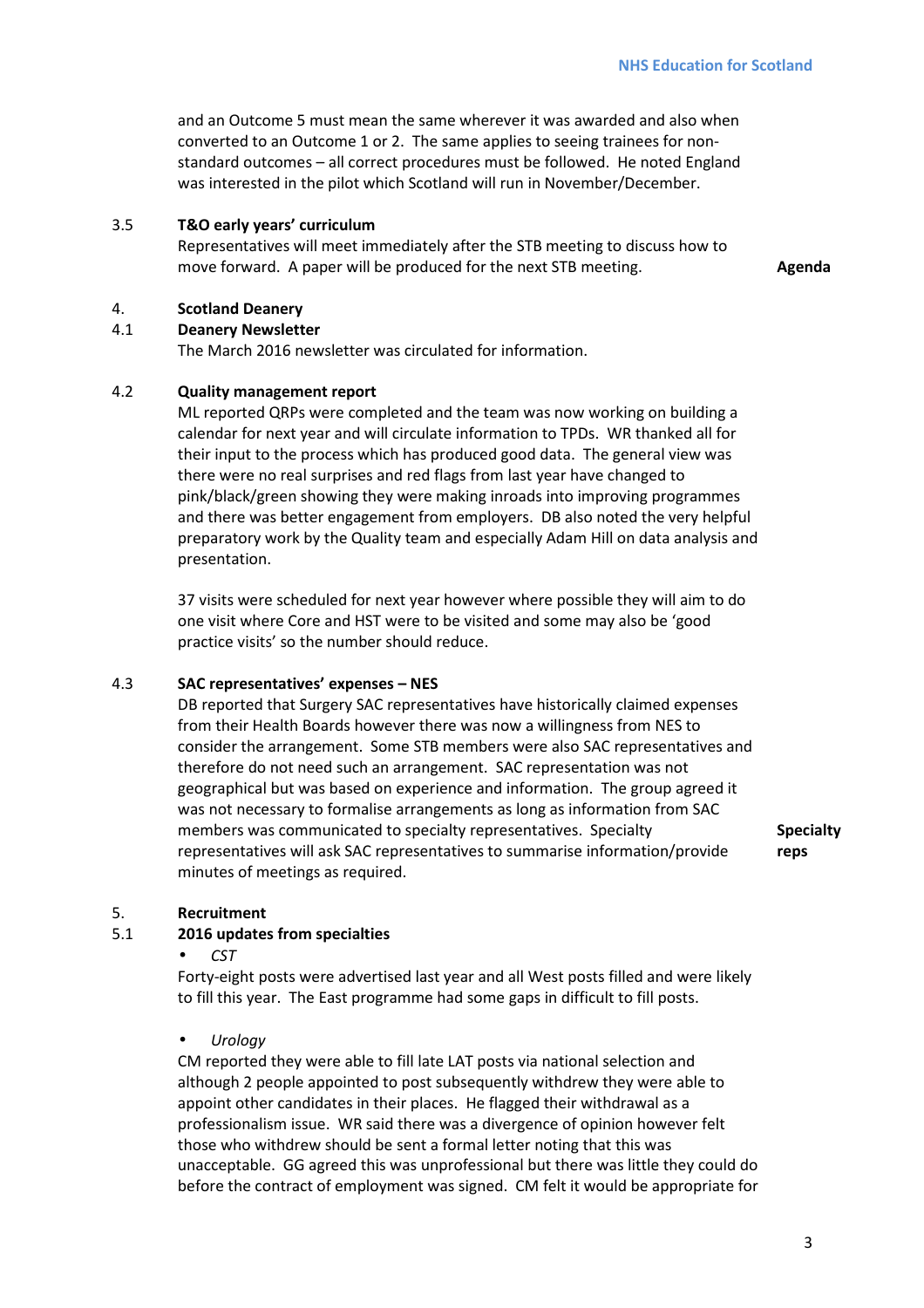and an Outcome 5 must mean the same wherever it was awarded and also when converted to an Outcome 1 or 2. The same applies to seeing trainees for non-standard outcomes – all correct procedures must be followed. He noted England was interested in the pilot which Scotland will run in November/December.

3.5 **T&O early years' curriculum**

Representatives will meet immediately after the STB meeting to discuss how to move forward. A paper will be produced for the next STB meeting. **Agenda**

4. **Scotland Deanery**

4.1 **Deanery Newsletter**

The March 2016 newsletter was circulated for information.

4.2 **Quality management report**

ML reported QRPs were completed and the team was now working on building a calendar for next year and will circulate information to TPDs. WR thanked all for their input to the process which has produced good data. The general view was there were no real surprises and red flags from last year have changed to pink/black/green showing they were making inroads into improving programmes and there was better engagement from employers. DB also noted the very helpful preparatory work by the Quality team and especially Adam Hill on data analysis and presentation.

37 visits were scheduled for next year however where possible they will aim to do one visit where Core and HST were to be visited and some may also be 'good practice visits' so the number should reduce.

4.3 **SAC representatives' expenses – NES**

DB reported that Surgery SAC representatives have historically claimed expenses from their Health Boards however there was now a willingness from NES to consider the arrangement. Some STB members were also SAC representatives and therefore do not need such an arrangement. SAC representation was not geographical but was based on experience and information. The group agreed it was not necessary to formalise arrangements as long as information from SAC members was communicated to specialty representatives. Specialty representatives will ask SAC representatives to summarise information/provide minutes of meetings as required. **Specialty reps**

5. **Recruitment**

5.1 **2016 updates from specialties**

- *CST*

Forty-eight posts were advertised last year and all West posts filled and were likely to fill this year. The East programme had some gaps in difficult to fill posts.

- *Urology*

CM reported they were able to fill late LAT posts via national selection and although 2 people appointed to post subsequently withdrew they were able to appoint other candidates in their places. He flagged their withdrawal as a professionalism issue. WR said there was a divergence of opinion however felt those who withdrew should be sent a formal letter noting that this was unacceptable. GG agreed this was unprofessional but there was little they could do before the contract of employment was signed. CM felt it would be appropriate for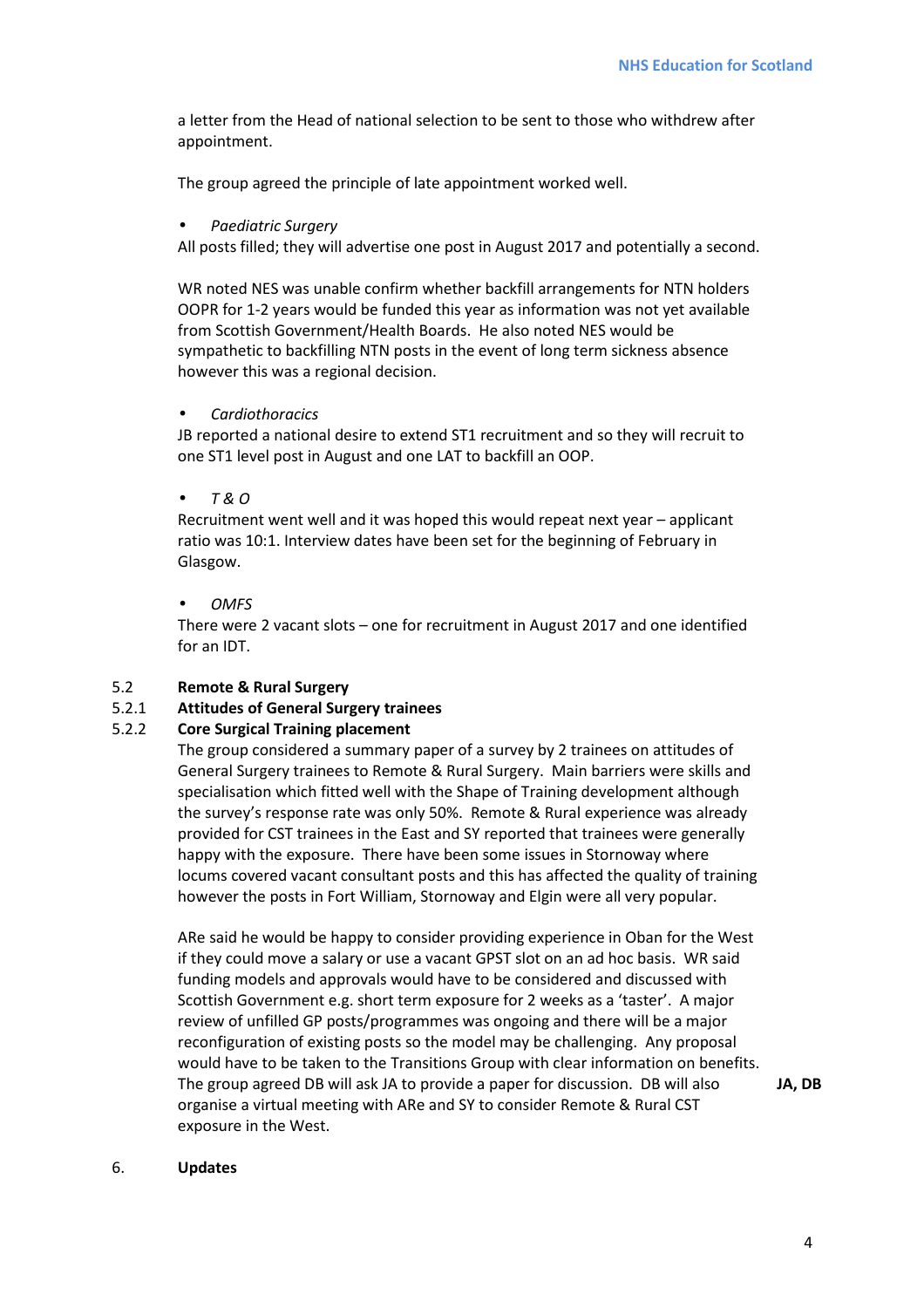a letter from the Head of national selection to be sent to those who withdrew after appointment.

The group agreed the principle of late appointment worked well.

- *Paediatric Surgery*

All posts filled; they will advertise one post in August 2017 and potentially a second.

WR noted NES was unable confirm whether backfill arrangements for NTN holders OOPR for 1-2 years would be funded this year as information was not yet available from Scottish Government/Health Boards. He also noted NES would be sympathetic to backfilling NTN posts in the event of long term sickness absence however this was a regional decision.

- *Cardiothoracics*

JB reported a national desire to extend ST1 recruitment and so they will recruit to one ST1 level post in August and one LAT to backfill an OOP.

- *T & O*

Recruitment went well and it was hoped this would repeat next year – applicant ratio was 10:1. Interview dates have been set for the beginning of February in Glasgow.

- *OMFS*

There were 2 vacant slots – one for recruitment in August 2017 and one identified for an IDT.

**5.2 Remote & Rural Surgery**

**5.2.1 Attitudes of General Surgery trainees**

**5.2.2 Core Surgical Training placement**

The group considered a summary paper of a survey by 2 trainees on attitudes of General Surgery trainees to Remote & Rural Surgery. Main barriers were skills and specialisation which fitted well with the Shape of Training development although the survey's response rate was only 50%. Remote & Rural experience was already provided for CST trainees in the East and SY reported that trainees were generally happy with the exposure. There have been some issues in Stornoway where locums covered vacant consultant posts and this has affected the quality of training however the posts in Fort William, Stornoway and Elgin were all very popular.

ARe said he would be happy to consider providing experience in Oban for the West if they could move a salary or use a vacant GPST slot on an ad hoc basis. WR said funding models and approvals would have to be considered and discussed with Scottish Government e.g. short term exposure for 2 weeks as a 'taster'. A major review of unfilled GP posts/programmes was ongoing and there will be a major reconfiguration of existing posts so the model may be challenging. Any proposal would have to be taken to the Transitions Group with clear information on benefits. The group agreed DB will ask JA to provide a paper for discussion. DB will also organise a virtual meeting with ARe and SY to consider Remote & Rural CST exposure in the West. **JA, DB**

**6. Updates**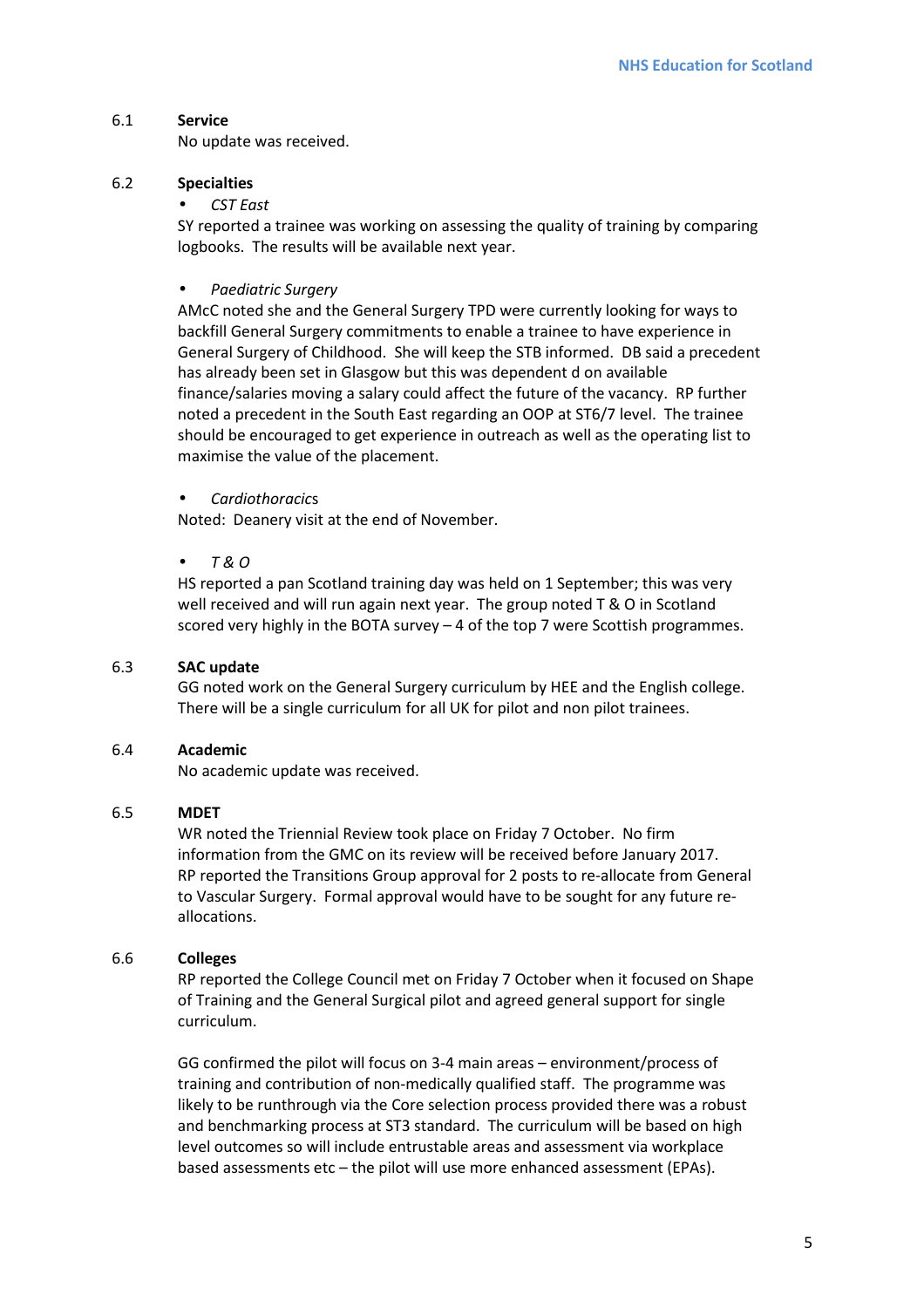**6.1 Service**

No update was received.

**6.2 Specialties**

- *CST East*

SY reported a trainee was working on assessing the quality of training by comparing logbooks. The results will be available next year.

- *Paediatric Surgery*

AMcC noted she and the General Surgery TPD were currently looking for ways to backfill General Surgery commitments to enable a trainee to have experience in General Surgery of Childhood. She will keep the STB informed. DB said a precedent has already been set in Glasgow but this was dependent d on available finance/salaries moving a salary could affect the future of the vacancy. RP further noted a precedent in the South East regarding an OOP at ST6/7 level. The trainee should be encouraged to get experience in outreach as well as the operating list to maximise the value of the placement.

- *Cardiothoracic*s

Noted: Deanery visit at the end of November.

- *T & O*

HS reported a pan Scotland training day was held on 1 September; this was very well received and will run again next year. The group noted T & O in Scotland scored very highly in the BOTA survey – 4 of the top 7 were Scottish programmes.

**6.3 SAC update**

GG noted work on the General Surgery curriculum by HEE and the English college. There will be a single curriculum for all UK for pilot and non pilot trainees.

**6.4 Academic**

No academic update was received.

**6.5 MDET**

WR noted the Triennial Review took place on Friday 7 October. No firm information from the GMC on its review will be received before January 2017. RP reported the Transitions Group approval for 2 posts to re-allocate from General to Vascular Surgery. Formal approval would have to be sought for any future re-allocations.

**6.6 Colleges**

RP reported the College Council met on Friday 7 October when it focused on Shape of Training and the General Surgical pilot and agreed general support for single curriculum.

GG confirmed the pilot will focus on 3-4 main areas – environment/process of training and contribution of non-medically qualified staff. The programme was likely to be runthrough via the Core selection process provided there was a robust and benchmarking process at ST3 standard. The curriculum will be based on high level outcomes so will include entrustable areas and assessment via workplace based assessments etc – the pilot will use more enhanced assessment (EPAs).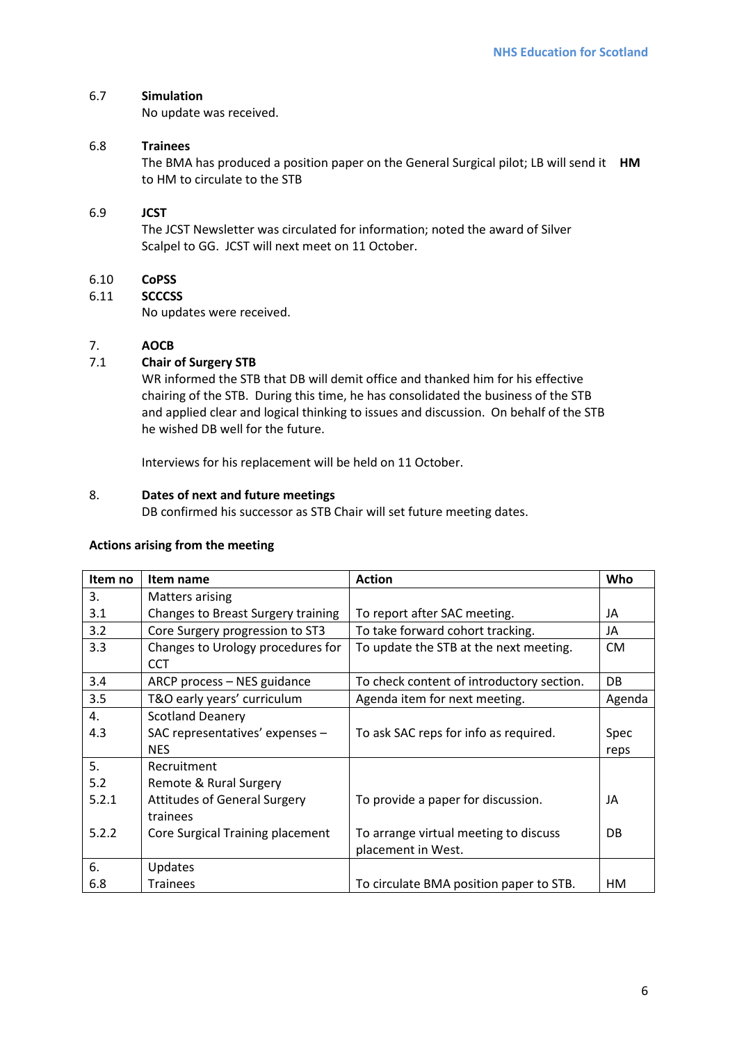6.7 **Simulation**

No update was received.

6.8 **Trainees**

The BMA has produced a position paper on the General Surgical pilot; LB will send it to HM to circulate to the STB **HM**

6.9 **JCST**

The JCST Newsletter was circulated for information; noted the award of Silver Scalpel to GG. JCST will next meet on 11 October.

6.10 **CoPSS**

6.11 **SCCCSS**

No updates were received.

7. **AOCB**

7.1 **Chair of Surgery STB**

WR informed the STB that DB will demit office and thanked him for his effective chairing of the STB. During this time, he has consolidated the business of the STB and applied clear and logical thinking to issues and discussion. On behalf of the STB he wished DB well for the future.

Interviews for his replacement will be held on 11 October.

8. **Dates of next and future meetings**

DB confirmed his successor as STB Chair will set future meeting dates.

**Actions arising from the meeting**

| Item no | Item name | Action | Who |
|---|---|---|---|
| 3. | Matters arising | | |
| 3.1 | Changes to Breast Surgery training | To report after SAC meeting. | JA |
| 3.2 | Core Surgery progression to ST3 | To take forward cohort tracking. | JA |
| 3.3 | Changes to Urology procedures for CCT | To update the STB at the next meeting. | CM |
| 3.4 | ARCP process – NES guidance | To check content of introductory section. | DB |
| 3.5 | T&O early years' curriculum | Agenda item for next meeting. | Agenda |
| 4. | Scotland Deanery | | |
| 4.3 | SAC representatives' expenses – NES | To ask SAC reps for info as required. | Spec reps |
| 5. | Recruitment | | |
| 5.2 | Remote & Rural Surgery | | |
| 5.2.1 | Attitudes of General Surgery trainees | To provide a paper for discussion. | JA |
| 5.2.2 | Core Surgical Training placement | To arrange virtual meeting to discuss placement in West. | DB |
| 6. | Updates | | |
| 6.8 | Trainees | To circulate BMA position paper to STB. | HM |